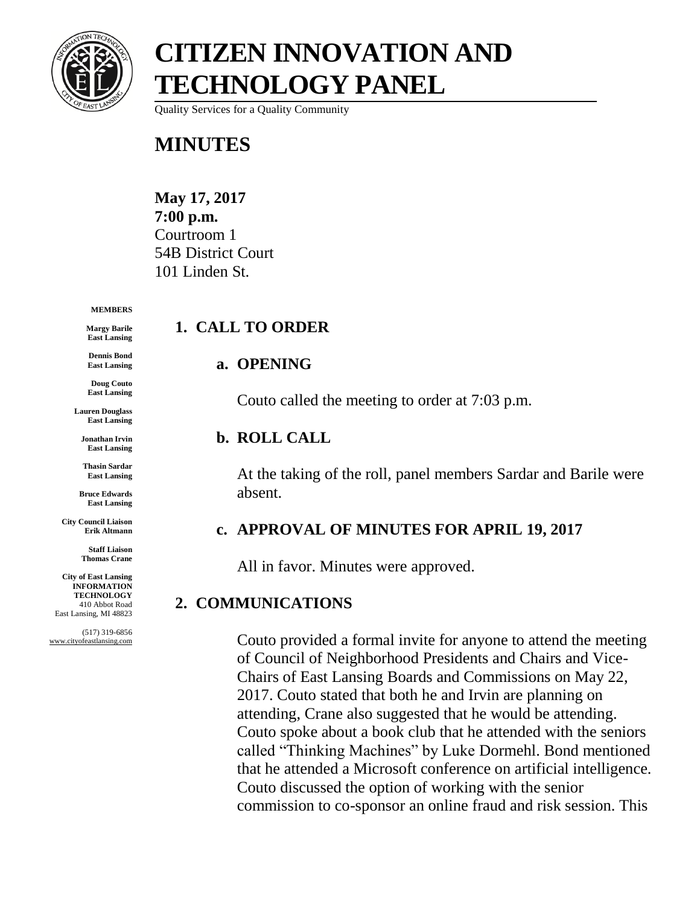# CITIZEN INNOVATION AND TECHNOLOGY PANEL

Quality Services for a Quality Community

## MINUTES

**May 17, 2017**
**7:00 p.m.**
Courtroom 1
54B District Court
101 Linden St.

**MEMBERS**

**Margy Barile**
**East Lansing**

**Dennis Bond**
**East Lansing**

**Doug Couto**
**East Lansing**

**Lauren Douglass**
**East Lansing**

**Jonathan Irvin**
**East Lansing**

**Thasin Sardar**
**East Lansing**

**Bruce Edwards**
**East Lansing**

**City Council Liaison**
**Erik Altmann**

**Staff Liaison**
**Thomas Crane**

**City of East Lansing**
**INFORMATION TECHNOLOGY**
410 Abbot Road
East Lansing, MI 48823

(517) 319-6856
www.cityofeastlansing.com

### 1. CALL TO ORDER

#### a. OPENING

Couto called the meeting to order at 7:03 p.m.

#### b. ROLL CALL

At the taking of the roll, panel members Sardar and Barile were absent.

#### c. APPROVAL OF MINUTES FOR APRIL 19, 2017

All in favor. Minutes were approved.

### 2. COMMUNICATIONS

Couto provided a formal invite for anyone to attend the meeting of Council of Neighborhood Presidents and Chairs and Vice-Chairs of East Lansing Boards and Commissions on May 22, 2017. Couto stated that both he and Irvin are planning on attending, Crane also suggested that he would be attending. Couto spoke about a book club that he attended with the seniors called "Thinking Machines" by Luke Dormehl. Bond mentioned that he attended a Microsoft conference on artificial intelligence. Couto discussed the option of working with the senior commission to co-sponsor an online fraud and risk session. This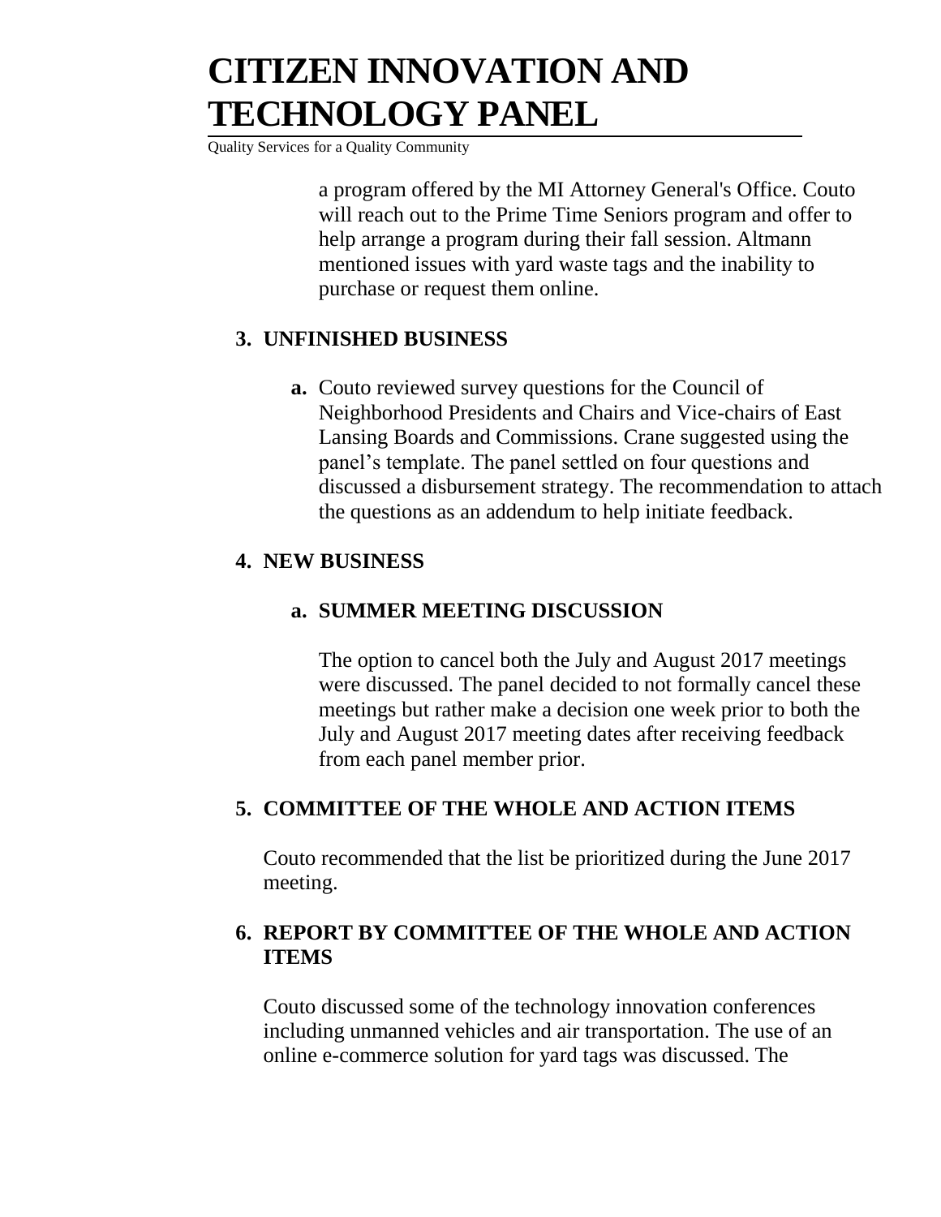a program offered by the MI Attorney General's Office. Couto will reach out to the Prime Time Seniors program and offer to help arrange a program during their fall session. Altmann mentioned issues with yard waste tags and the inability to purchase or request them online.

## 3. UNFINISHED BUSINESS

**a.** Couto reviewed survey questions for the Council of Neighborhood Presidents and Chairs and Vice-chairs of East Lansing Boards and Commissions. Crane suggested using the panel's template. The panel settled on four questions and discussed a disbursement strategy. The recommendation to attach the questions as an addendum to help initiate feedback.

## 4. NEW BUSINESS

### a. SUMMER MEETING DISCUSSION

The option to cancel both the July and August 2017 meetings were discussed. The panel decided to not formally cancel these meetings but rather make a decision one week prior to both the July and August 2017 meeting dates after receiving feedback from each panel member prior.

## 5. COMMITTEE OF THE WHOLE AND ACTION ITEMS

Couto recommended that the list be prioritized during the June 2017 meeting.

## 6. REPORT BY COMMITTEE OF THE WHOLE AND ACTION ITEMS

Couto discussed some of the technology innovation conferences including unmanned vehicles and air transportation. The use of an online e-commerce solution for yard tags was discussed. The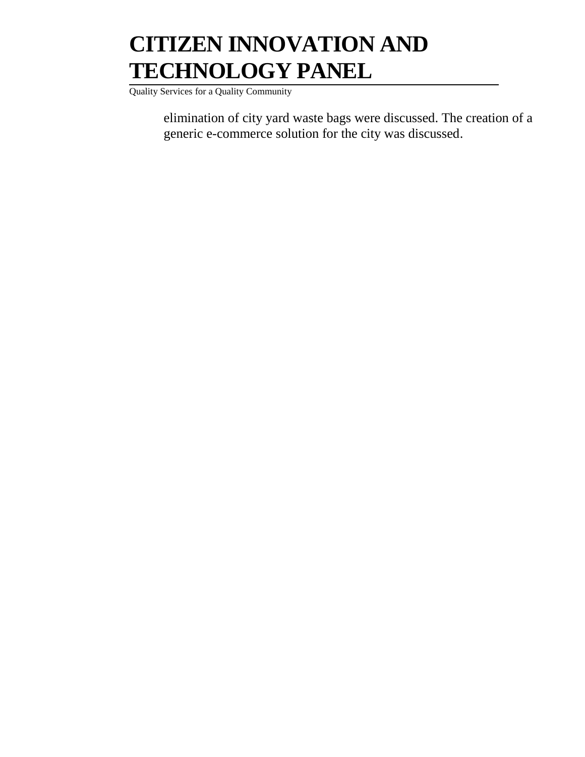elimination of city yard waste bags were discussed. The creation of a generic e-commerce solution for the city was discussed.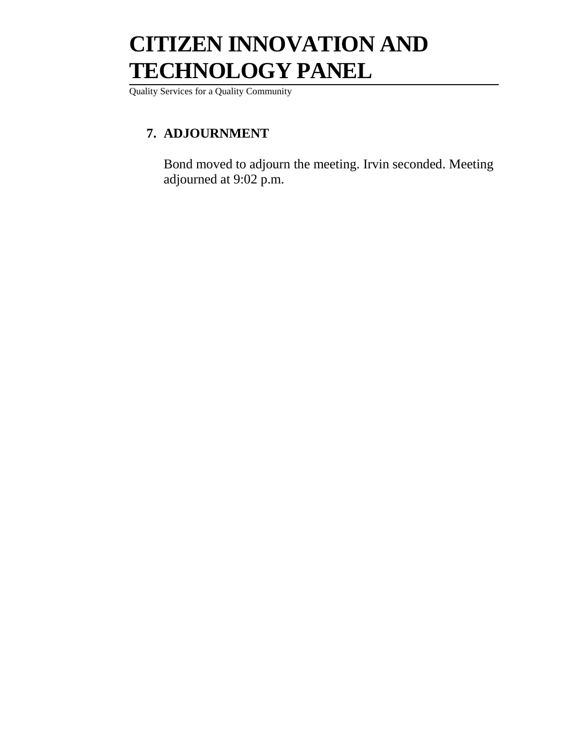# CITIZEN INNOVATION AND TECHNOLOGY PANEL

Quality Services for a Quality Community

## 7. ADJOURNMENT

Bond moved to adjourn the meeting. Irvin seconded. Meeting adjourned at 9:02 p.m.